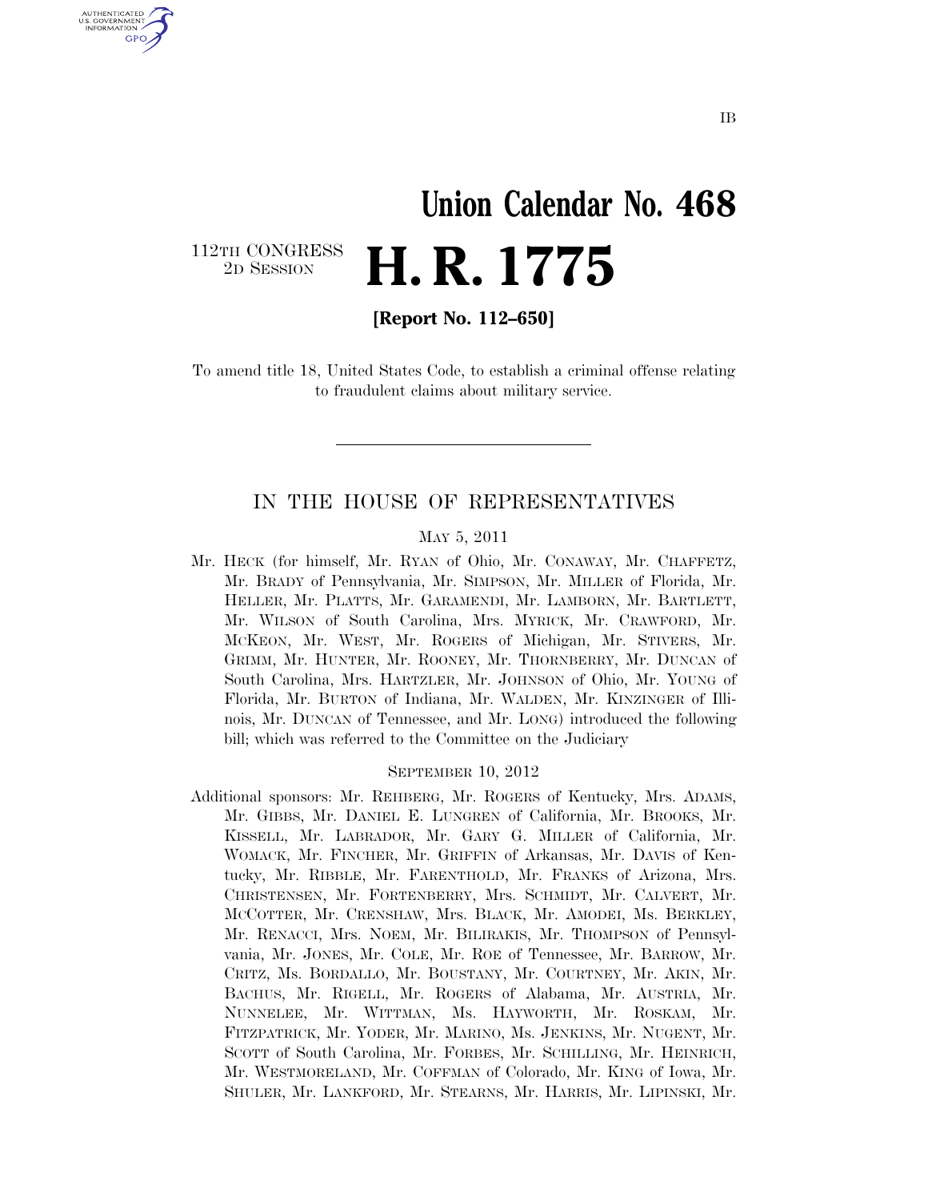IB

# Union Calendar No. 468

112TH CONGRESS
2D SESSION

# H. R. 1775

**[Report No. 112–650]**

To amend title 18, United States Code, to establish a criminal offense relating to fraudulent claims about military service.

---

## IN THE HOUSE OF REPRESENTATIVES

MAY 5, 2011

Mr. HECK (for himself, Mr. RYAN of Ohio, Mr. CONAWAY, Mr. CHAFFETZ, Mr. BRADY of Pennsylvania, Mr. SIMPSON, Mr. MILLER of Florida, Mr. HELLER, Mr. PLATTS, Mr. GARAMENDI, Mr. LAMBORN, Mr. BARTLETT, Mr. WILSON of South Carolina, Mrs. MYRICK, Mr. CRAWFORD, Mr. MCKEON, Mr. WEST, Mr. ROGERS of Michigan, Mr. STIVERS, Mr. GRIMM, Mr. HUNTER, Mr. ROONEY, Mr. THORNBERRY, Mr. DUNCAN of South Carolina, Mrs. HARTZLER, Mr. JOHNSON of Ohio, Mr. YOUNG of Florida, Mr. BURTON of Indiana, Mr. WALDEN, Mr. KINZINGER of Illinois, Mr. DUNCAN of Tennessee, and Mr. LONG) introduced the following bill; which was referred to the Committee on the Judiciary

SEPTEMBER 10, 2012

Additional sponsors: Mr. REHBERG, Mr. ROGERS of Kentucky, Mrs. ADAMS, Mr. GIBBS, Mr. DANIEL E. LUNGREN of California, Mr. BROOKS, Mr. KISSELL, Mr. LABRADOR, Mr. GARY G. MILLER of California, Mr. WOMACK, Mr. FINCHER, Mr. GRIFFIN of Arkansas, Mr. DAVIS of Kentucky, Mr. RIBBLE, Mr. FARENTHOLD, Mr. FRANKS of Arizona, Mrs. CHRISTENSEN, Mr. FORTENBERRY, Mrs. SCHMIDT, Mr. CALVERT, Mr. MCCOTTER, Mr. CRENSHAW, Mrs. BLACK, Mr. AMODEI, Ms. BERKLEY, Mr. RENACCI, Mrs. NOEM, Mr. BILIRAKIS, Mr. THOMPSON of Pennsylvania, Mr. JONES, Mr. COLE, Mr. ROE of Tennessee, Mr. BARROW, Mr. CRITZ, Ms. BORDALLO, Mr. BOUSTANY, Mr. COURTNEY, Mr. AKIN, Mr. BACHUS, Mr. RIGELL, Mr. ROGERS of Alabama, Mr. AUSTRIA, Mr. NUNNELEE, Mr. WITTMAN, Ms. HAYWORTH, Mr. ROSKAM, Mr. FITZPATRICK, Mr. YODER, Mr. MARINO, Ms. JENKINS, Mr. NUGENT, Mr. SCOTT of South Carolina, Mr. FORBES, Mr. SCHILLING, Mr. HEINRICH, Mr. WESTMORELAND, Mr. COFFMAN of Colorado, Mr. KING of Iowa, Mr. SHULER, Mr. LANKFORD, Mr. STEARNS, Mr. HARRIS, Mr. LIPINSKI, Mr.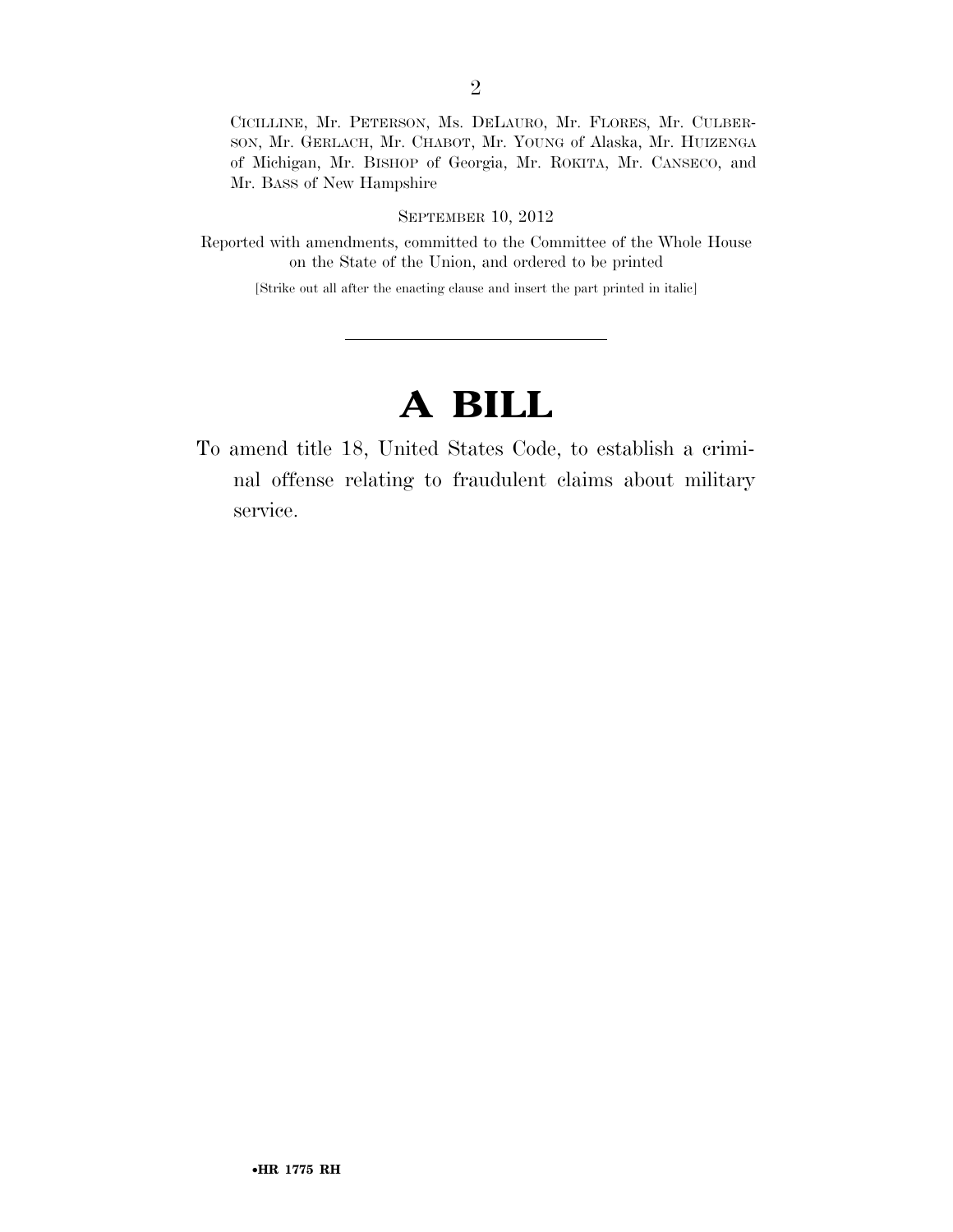CICILLINE, Mr. PETERSON, Ms. DELAURO, Mr. FLORES, Mr. CULBERSON, Mr. GERLACH, Mr. CHABOT, Mr. YOUNG of Alaska, Mr. HUIZENGA of Michigan, Mr. BISHOP of Georgia, Mr. ROKITA, Mr. CANSECO, and Mr. BASS of New Hampshire

SEPTEMBER 10, 2012

Reported with amendments, committed to the Committee of the Whole House on the State of the Union, and ordered to be printed

[Strike out all after the enacting clause and insert the part printed in italic]

---

# A BILL

To amend title 18, United States Code, to establish a criminal offense relating to fraudulent claims about military service.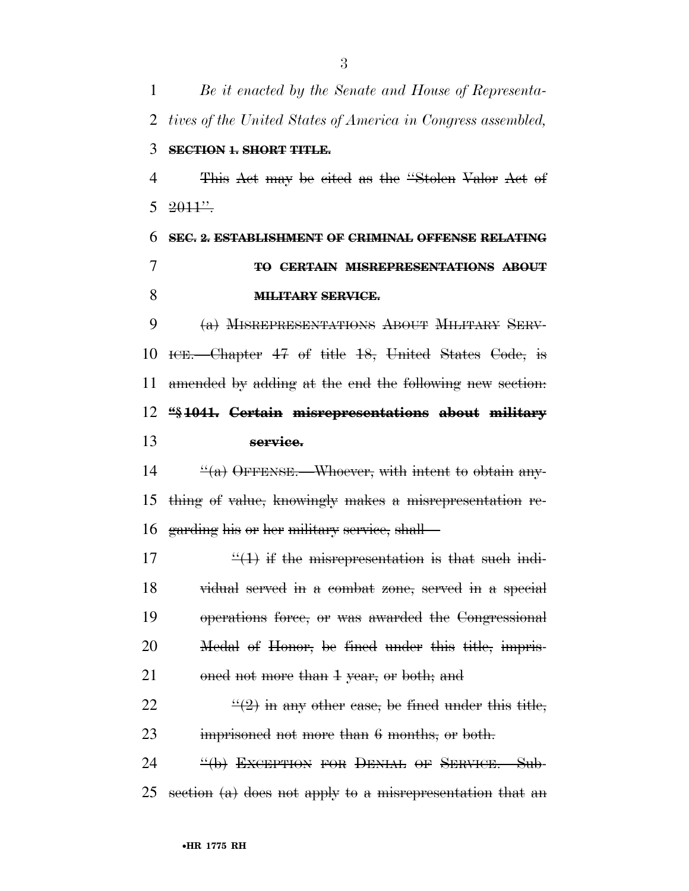*Be it enacted by the Senate and House of Representatives of the United States of America in Congress assembled,*

~~**SECTION 1. SHORT TITLE.**~~

~~This Act may be cited as the "Stolen Valor Act of 2011".~~

~~**SEC. 2. ESTABLISHMENT OF CRIMINAL OFFENSE RELATING TO CERTAIN MISREPRESENTATIONS ABOUT MILITARY SERVICE.**~~

~~(a) MISREPRESENTATIONS ABOUT MILITARY SERVICE.—Chapter 47 of title 18, United States Code, is amended by adding at the end the following new section:~~

~~**"§ 1041. Certain misrepresentations about military service.**~~

~~"(a) OFFENSE.—Whoever, with intent to obtain anything of value, knowingly makes a misrepresentation regarding his or her military service, shall—~~

~~"(1) if the misrepresentation is that such individual served in a combat zone, served in a special operations force, or was awarded the Congressional Medal of Honor, be fined under this title, imprisoned not more than 1 year, or both; and~~

~~"(2) in any other case, be fined under this title, imprisoned not more than 6 months, or both.~~

~~"(b) EXCEPTION FOR DENIAL OF SERVICE.—Subsection (a) does not apply to a misrepresentation that an~~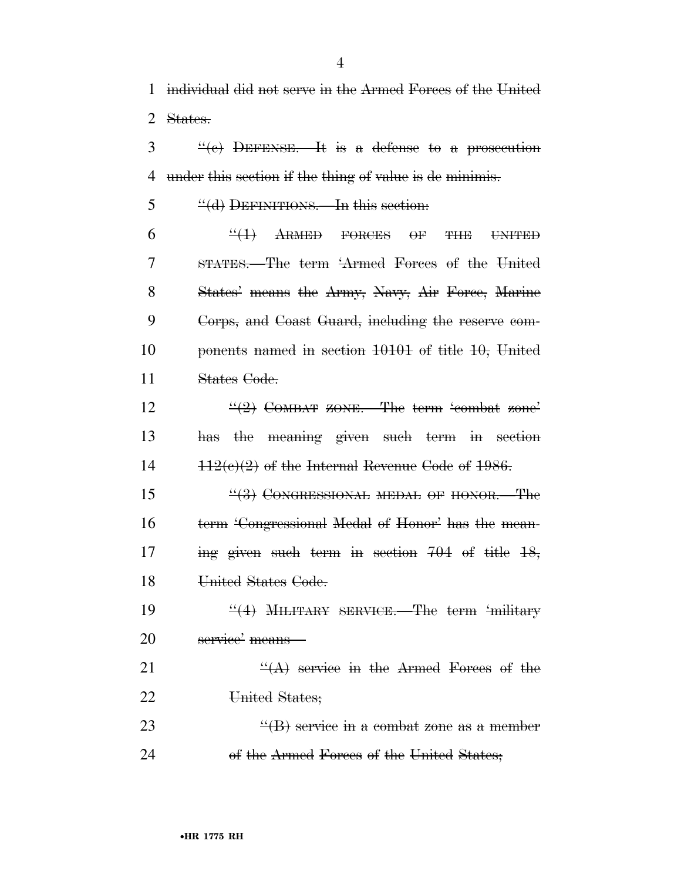individual did not serve in the Armed Forces of the United States.

"(c) DEFENSE.—It is a defense to a prosecution under this section if the thing of value is de minimis.

"(d) DEFINITIONS.—In this section:

"(1) ARMED FORCES OF THE UNITED STATES.—The term 'Armed Forces of the United States' means the Army, Navy, Air Force, Marine Corps, and Coast Guard, including the reserve components named in section 10101 of title 10, United States Code.

"(2) COMBAT ZONE.—The term 'combat zone' has the meaning given such term in section 112(c)(2) of the Internal Revenue Code of 1986.

"(3) CONGRESSIONAL MEDAL OF HONOR.—The term 'Congressional Medal of Honor' has the meaning given such term in section 704 of title 18, United States Code.

"(4) MILITARY SERVICE.—The term 'military service' means—

"(A) service in the Armed Forces of the United States;

"(B) service in a combat zone as a member of the Armed Forces of the United States;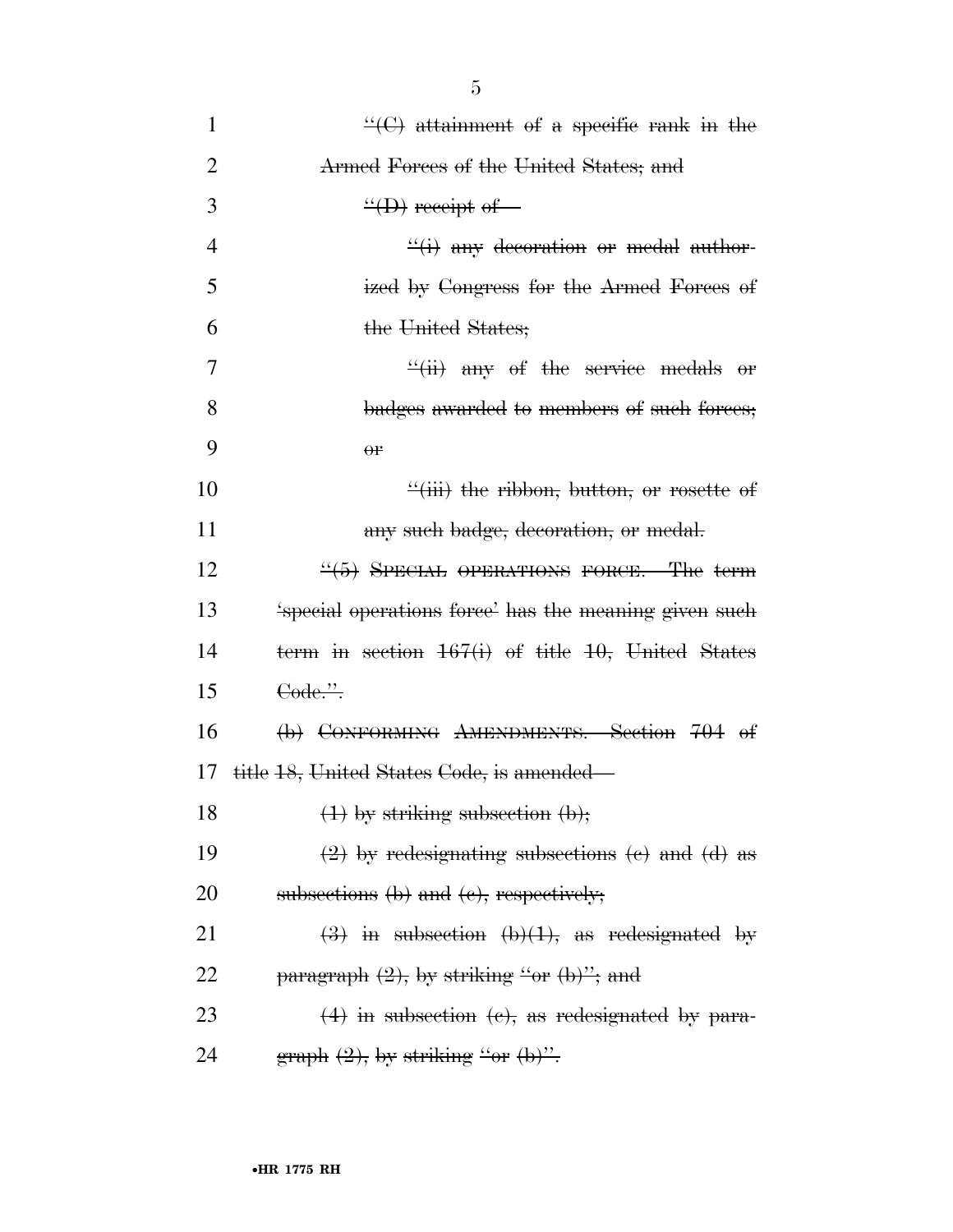~~"(C) attainment of a specific rank in the Armed Forces of the United States; and~~

~~"(D) receipt of—~~

~~"(i) any decoration or medal authorized by Congress for the Armed Forces of the United States;~~

~~"(ii) any of the service medals or badges awarded to members of such forces; or~~

~~"(iii) the ribbon, button, or rosette of any such badge, decoration, or medal.~~

~~"(5) SPECIAL OPERATIONS FORCE.—The term 'special operations force' has the meaning given such term in section 167(i) of title 10, United States Code.".~~

~~(b) CONFORMING AMENDMENTS.—Section 704 of title 18, United States Code, is amended—~~

~~(1) by striking subsection (b);~~

~~(2) by redesignating subsections (c) and (d) as subsections (b) and (c), respectively;~~

~~(3) in subsection (b)(1), as redesignated by paragraph (2), by striking "or (b)"; and~~

~~(4) in subsection (c), as redesignated by paragraph (2), by striking "or (b)".~~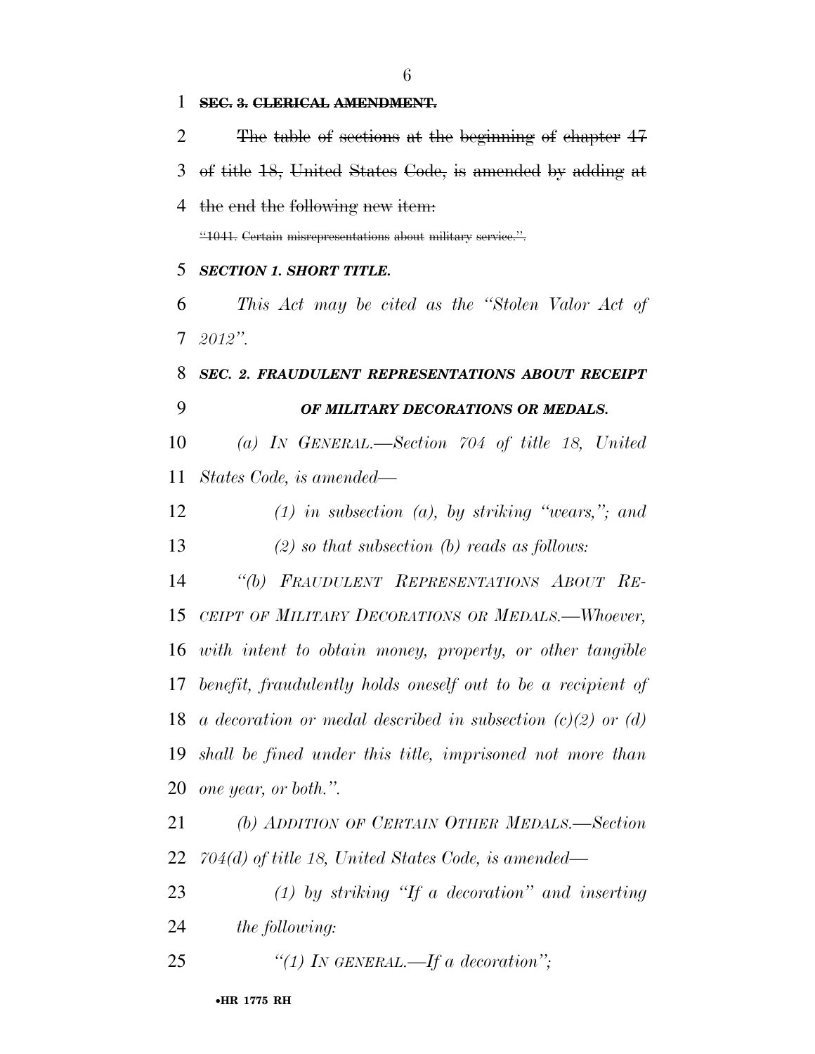~~**SEC. 3. CLERICAL AMENDMENT.**~~

~~The table of sections at the beginning of chapter 47 of title 18, United States Code, is amended by adding at the end the following new item:~~

~~"1041. Certain misrepresentations about military service.".~~

***SECTION 1. SHORT TITLE.***

*This Act may be cited as the "Stolen Valor Act of 2012".*

***SEC. 2. FRAUDULENT REPRESENTATIONS ABOUT RECEIPT OF MILITARY DECORATIONS OR MEDALS.***

*(a) IN GENERAL.—Section 704 of title 18, United States Code, is amended—*

*(1) in subsection (a), by striking "wears,"; and*

*(2) so that subsection (b) reads as follows:*

*"(b) FRAUDULENT REPRESENTATIONS ABOUT RECEIPT OF MILITARY DECORATIONS OR MEDALS.—Whoever, with intent to obtain money, property, or other tangible benefit, fraudulently holds oneself out to be a recipient of a decoration or medal described in subsection (c)(2) or (d) shall be fined under this title, imprisoned not more than one year, or both.".*

*(b) ADDITION OF CERTAIN OTHER MEDALS.—Section 704(d) of title 18, United States Code, is amended—*

*(1) by striking "If a decoration" and inserting the following:*

*"(1) IN GENERAL.—If a decoration";*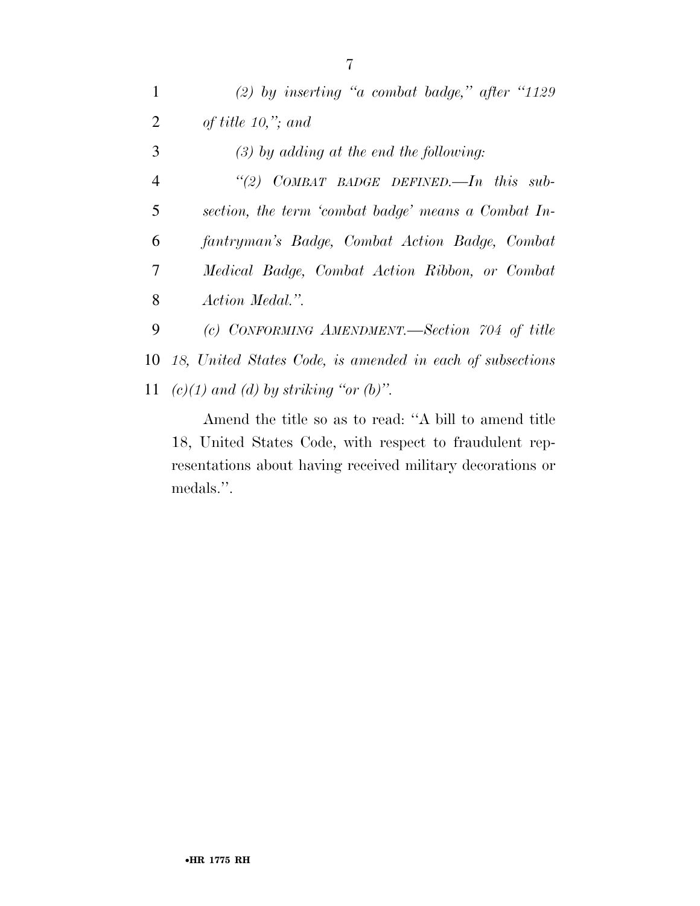*(2) by inserting "a combat badge," after "1129 of title 10,"; and*

*(3) by adding at the end the following:*

*"(2) COMBAT BADGE DEFINED.—In this subsection, the term 'combat badge' means a Combat Infantryman's Badge, Combat Action Badge, Combat Medical Badge, Combat Action Ribbon, or Combat Action Medal.".*

*(c) CONFORMING AMENDMENT.—Section 704 of title 18, United States Code, is amended in each of subsections (c)(1) and (d) by striking "or (b)".*

Amend the title so as to read: "A bill to amend title 18, United States Code, with respect to fraudulent representations about having received military decorations or medals.".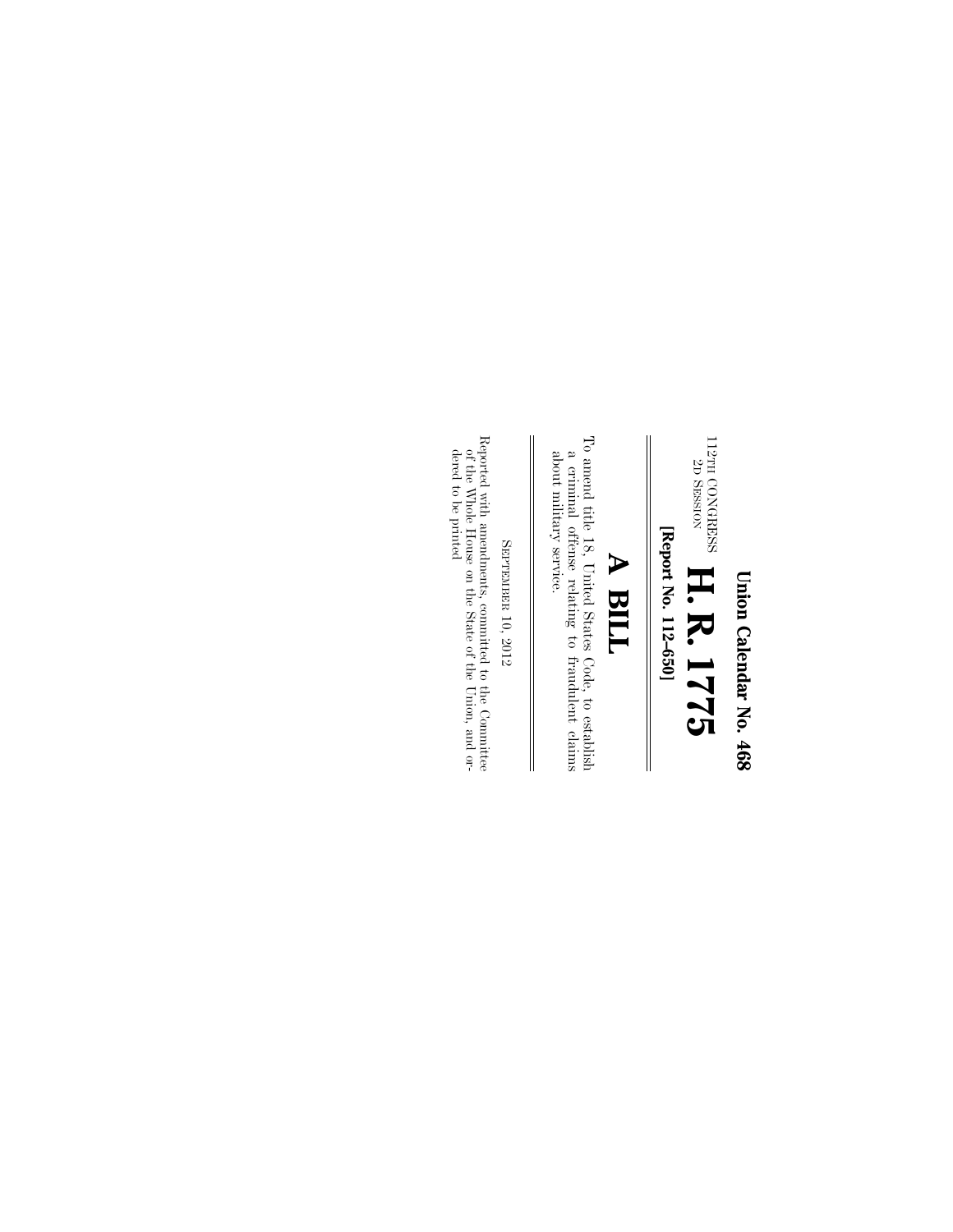**Union Calendar No. 468**

112TH CONGRESS
2D SESSION

# H. R. 1775

**[Report No. 112–650]**

---

# A BILL

To amend title 18, United States Code, to establish a criminal offense relating to fraudulent claims about military service.

---

SEPTEMBER 10, 2012

Reported with amendments, committed to the Committee of the Whole House on the State of the Union, and ordered to be printed